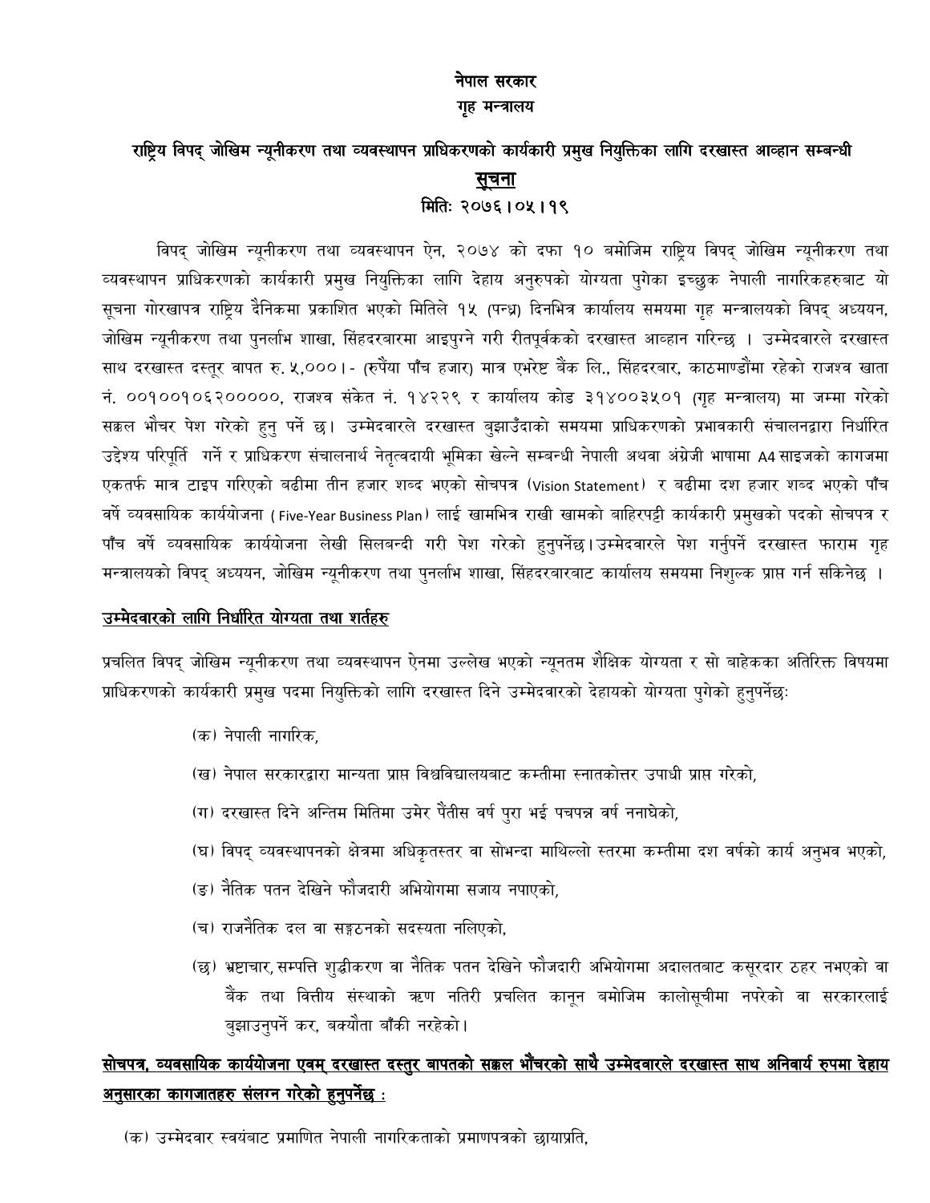**नेपाल सरकार**

**गृह मन्त्रालय**

**राष्ट्रिय विपद् जोखिम न्यूनीकरण तथा व्यवस्थापन प्राधिकरणको कार्यकारी प्रमुख नियुक्तिका लागि दरखास्त आव्हान सम्बन्धी**

**सुचना**

**मितिः २०७६।०५।१९**

विपद् जोखिम न्यूनीकरण तथा व्यवस्थापन ऐन, २०७४ को दफा १० बमोजिम राष्ट्रिय विपद् जोखिम न्यूनीकरण तथा व्यवस्थापन प्राधिकरणको कार्यकारी प्रमुख नियुक्तिका लागि देहाय अनुरुपको योग्यता पुगेका इच्छुक नेपाली नागरिकहरुबाट यो सूचना गोरखापत्र राष्ट्रिय दैनिकमा प्रकाशित भएको मितिले १५ (पन्ध्र) दिनभित्र कार्यालय समयमा गृह मन्त्रालयको विपद् अध्ययन, जोखिम न्यूनीकरण तथा पुनर्लाभ शाखा, सिंहदरबारमा आइपुग्ने गरी रीतपूर्वकको दरखास्त आव्हान गरिन्छ । उम्मेदवारले दरखास्त साथ दरखास्त दस्तूर वापत रु. ५,०००।- (रुपैंया पाँच हजार) मात्र एभरेष्ट बैंक लि., सिंहदरबार, काठमाण्डौमा रहेको राजश्व खाता नं. ००१००१०६२००००००, राजश्व संकेत नं. १४२२९ र कार्यालय कोड ३१४००३५०१ (गृह मन्त्रालय) मा जम्मा गरेको सक्कल भौचर पेश गरेको हुनु पर्ने छ। उम्मेदवारले दरखास्त बुझाउँदाको समयमा प्राधिकरणको प्रभावकारी संचालनद्वारा निर्धारित उद्देश्य परिपूर्ति गर्ने र प्राधिकरण संचालनार्थ नेतृत्वदायी भूमिका खेल्ने सम्बन्धी नेपाली अथवा अंग्रेजी भाषामा A4 साइजको कागजमा एकतर्फ मात्र टाइप गरिएको बढीमा तीन हजार शब्द भएको सोचपत्र (Vision Statement) र बढीमा दश हजार शब्द भएको पाँच वर्षे व्यवसायिक कार्ययोजना ( Five-Year Business Plan) लाई खामभित्र राखी खामको बाहिरपट्टी कार्यकारी प्रमुखको पदको सोचपत्र र पाँच वर्षे व्यवसायिक कार्ययोजना लेखी सिलबन्दी गरी पेश गरेको हुनुपर्नेछ। उम्मेदवारले पेश गर्नुपर्ने दरखास्त फाराम गृह मन्त्रालयको विपद् अध्ययन, जोखिम न्यूनीकरण तथा पुनर्लाभ शाखा, सिंहदरबारबाट कार्यालय समयमा निशुल्क प्राप्त गर्न सकिनेछ ।

**उम्मेदवारको लागि निर्धारित योग्यता तथा शर्तहरु**

प्रचलित विपद् जोखिम न्यूनीकरण तथा व्यवस्थापन ऐनमा उल्लेख भएको न्यूनतम शैक्षिक योग्यता र सो बाहेकका अतिरिक्त विषयमा प्राधिकरणको कार्यकारी प्रमुख पदमा नियुक्तिको लागि दरखास्त दिने उम्मेदवारको देहायको योग्यता पुगेको हुनुपर्नेछः

(क) नेपाली नागरिक,

(ख) नेपाल सरकारद्वारा मान्यता प्राप्त विश्वविद्यालयबाट कम्तीमा स्नातकोत्तर उपाधी प्राप्त गरेको,

(ग) दरखास्त दिने अन्तिम मितिमा उमेर पैंतीस वर्ष पुरा भई पचपन्न वर्ष ननाघेको,

(घ) विपद् व्यवस्थापनको क्षेत्रमा अधिकृतस्तर वा सोभन्दा माथिल्लो स्तरमा कम्तीमा दश वर्षको कार्य अनुभव भएको,

(ङ) नैतिक पतन देखिने फौजदारी अभियोगमा सजाय नपाएको,

(च) राजनैतिक दल वा सङ्गठनको सदस्यता नलिएको,

(छ) भ्रष्टाचार, सम्पत्ति शुद्धीकरण वा नैतिक पतन देखिने फौजदारी अभियोगमा अदालतबाट कसूरदार ठहर नभएको वा बैंक तथा वित्तीय संस्थाको ऋण नतिरी प्रचलित कानून बमोजिम कालोसूचीमा नपरेको वा सरकारलाई बुझाउनुपर्ने कर, बक्यौता बाँकी नरहेको।

**सोचपत्र, व्यवसायिक कार्ययोजना एवम् दरखास्त दस्तुर बापतको सक्कल भौंचरको साथै उम्मेदवारले दरखास्त साथ अनिवार्य रुपमा देहाय अनुसारका कागजातहरु संलग्न गरेको हुनुपर्नेछ :**

(क) उम्मेदवार स्वयंबाट प्रमाणित नेपाली नागरिकताको प्रमाणपत्रको छायाप्रति,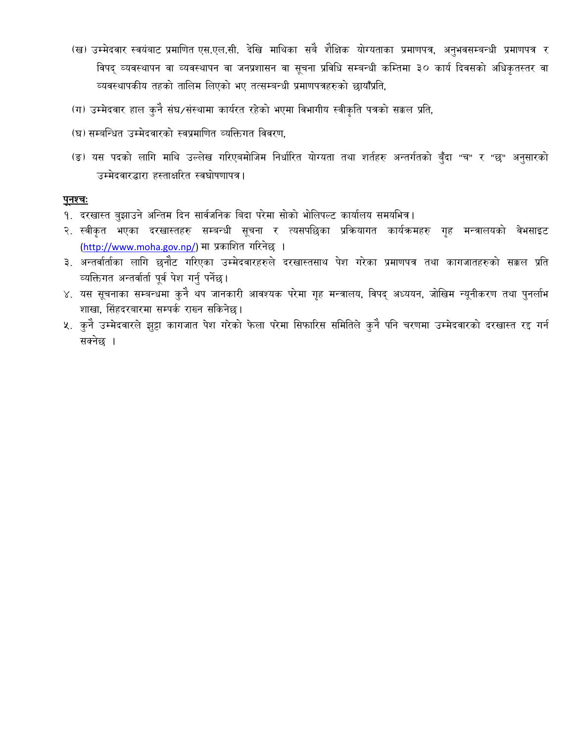(ख) उम्मेदवार स्वयंबाट प्रमाणित एस.एल.सी. देखि माथिका सबै शैक्षिक योग्यताका प्रमाणपत्र, अनुभवसम्बन्धी प्रमाणपत्र र विपद् व्यवस्थापन वा व्यवस्थापन वा जनप्रशासन वा सूचना प्रविधि सम्बन्धी कम्तिमा ३० कार्य दिवसको अधिकृतस्तर वा व्यवस्थापकीय तहको तालिम लिएको भए तत्सम्बन्धी प्रमाणपत्रहरुको छायाँप्रति,

(ग) उम्मेदवार हाल कुनै संघ/संस्थामा कार्यरत रहेको भएमा विभागीय स्वीकृति पत्रको सक्कल प्रति,

(घ) सम्बन्धित उम्मेदवारको स्वप्रमाणित व्यक्तिगत विवरण,

(ङ) यस पदको लागि माथि उल्लेख गरिएबमोजिम निर्धारित योग्यता तथा शर्तहरु अन्तर्गतको बुँदा "च" र "छ" अनुसारको उम्मेदवारद्वारा हस्ताक्षरित स्वघोषणापत्र।

**<u>पुनश्चः</u>**

१. दरखास्त बुझाउने अन्तिम दिन सार्वजनिक बिदा परेमा सोको भोलिपल्ट कार्यालय समयभित्र।
२. स्वीकृत भएका दरखास्तहरु सम्बन्धी सूचना र त्यसपछिका प्रक्रियागत कार्यक्रमहरु गृह मन्त्रालयको वेभसाइट (http://www.moha.gov.np/) मा प्रकाशित गरिनेछ ।
३. अन्तर्वार्ताका लागि छनौट गरिएका उम्मेदवारहरुले दरखास्तसाथ पेश गरेका प्रमाणपत्र तथा कागजातहरुको सक्कल प्रति व्यक्तिगत अन्तर्वार्ता पूर्व पेश गर्नु पर्नेछ।
४. यस सूचनाका सम्बन्धमा कुनै थप जानकारी आवश्यक परेमा गृह मन्त्रालय, विपद् अध्ययन, जोखिम न्यूनीकरण तथा पुनर्लाभ शाखा, सिंहदरबारमा सम्पर्क राख्न सकिनेछ।
५. कुनै उम्मेदवारले झुट्टा कागजात पेश गरेको फेला परेमा सिफारिस समितिले कुनै पनि चरणमा उम्मेदवारको दरखास्त रद्द गर्न सक्नेछ ।